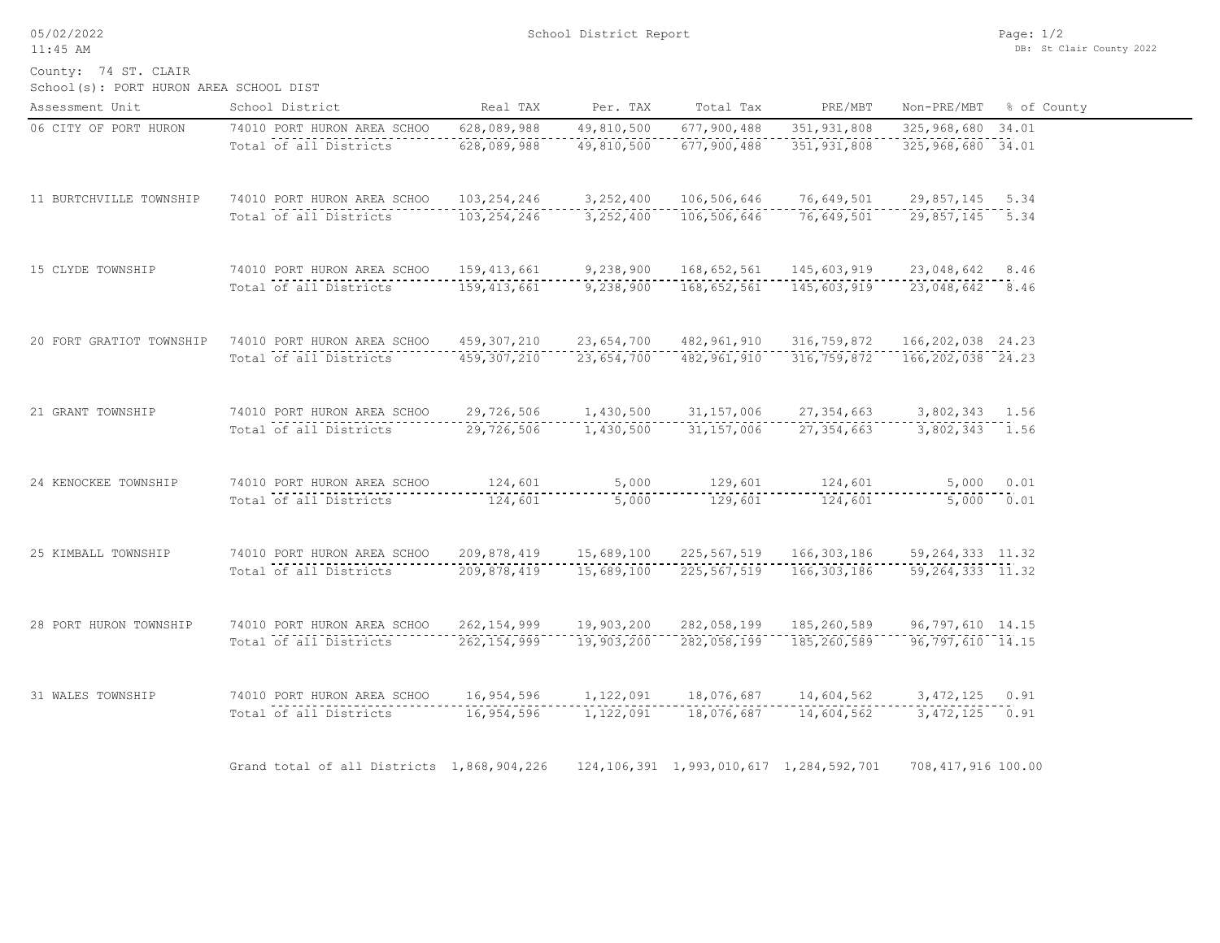# School District Report

05/02/2022 11:45 AM

DB: St Clair County 2022

County: 74 ST. CLAIR

School(s): PORT HURON AREA SCHOOL DIST

| Assessment Unit | School District | Real TAX | Per. TAX | Total Tax | PRE/MBT | Non-PRE/MBT | % of County |
|---|---|---|---|---|---|---|---|
| 06 CITY OF PORT HURON | 74010 PORT HURON AREA SCHOO | 628,089,988 | 49,810,500 | 677,900,488 | 351,931,808 | 325,968,680 | 34.01 |
| | Total of all Districts | 628,089,988 | 49,810,500 | 677,900,488 | 351,931,808 | 325,968,680 | 34.01 |
| 11 BURTCHVILLE TOWNSHIP | 74010 PORT HURON AREA SCHOO | 103,254,246 | 3,252,400 | 106,506,646 | 76,649,501 | 29,857,145 | 5.34 |
| | Total of all Districts | 103,254,246 | 3,252,400 | 106,506,646 | 76,649,501 | 29,857,145 | 5.34 |
| 15 CLYDE TOWNSHIP | 74010 PORT HURON AREA SCHOO | 159,413,661 | 9,238,900 | 168,652,561 | 145,603,919 | 23,048,642 | 8.46 |
| | Total of all Districts | 159,413,661 | 9,238,900 | 168,652,561 | 145,603,919 | 23,048,642 | 8.46 |
| 20 FORT GRATIOT TOWNSHIP | 74010 PORT HURON AREA SCHOO | 459,307,210 | 23,654,700 | 482,961,910 | 316,759,872 | 166,202,038 | 24.23 |
| | Total of all Districts | 459,307,210 | 23,654,700 | 482,961,910 | 316,759,872 | 166,202,038 | 24.23 |
| 21 GRANT TOWNSHIP | 74010 PORT HURON AREA SCHOO | 29,726,506 | 1,430,500 | 31,157,006 | 27,354,663 | 3,802,343 | 1.56 |
| | Total of all Districts | 29,726,506 | 1,430,500 | 31,157,006 | 27,354,663 | 3,802,343 | 1.56 |
| 24 KENOCKEE TOWNSHIP | 74010 PORT HURON AREA SCHOO | 124,601 | 5,000 | 129,601 | 124,601 | 5,000 | 0.01 |
| | Total of all Districts | 124,601 | 5,000 | 129,601 | 124,601 | 5,000 | 0.01 |
| 25 KIMBALL TOWNSHIP | 74010 PORT HURON AREA SCHOO | 209,878,419 | 15,689,100 | 225,567,519 | 166,303,186 | 59,264,333 | 11.32 |
| | Total of all Districts | 209,878,419 | 15,689,100 | 225,567,519 | 166,303,186 | 59,264,333 | 11.32 |
| 28 PORT HURON TOWNSHIP | 74010 PORT HURON AREA SCHOO | 262,154,999 | 19,903,200 | 282,058,199 | 185,260,589 | 96,797,610 | 14.15 |
| | Total of all Districts | 262,154,999 | 19,903,200 | 282,058,199 | 185,260,589 | 96,797,610 | 14.15 |
| 31 WALES TOWNSHIP | 74010 PORT HURON AREA SCHOO | 16,954,596 | 1,122,091 | 18,076,687 | 14,604,562 | 3,472,125 | 0.91 |
| | Total of all Districts | 16,954,596 | 1,122,091 | 18,076,687 | 14,604,562 | 3,472,125 | 0.91 |
| | Grand total of all Districts | 1,868,904,226 | 124,106,391 | 1,993,010,617 | 1,284,592,701 | 708,417,916 | 100.00 |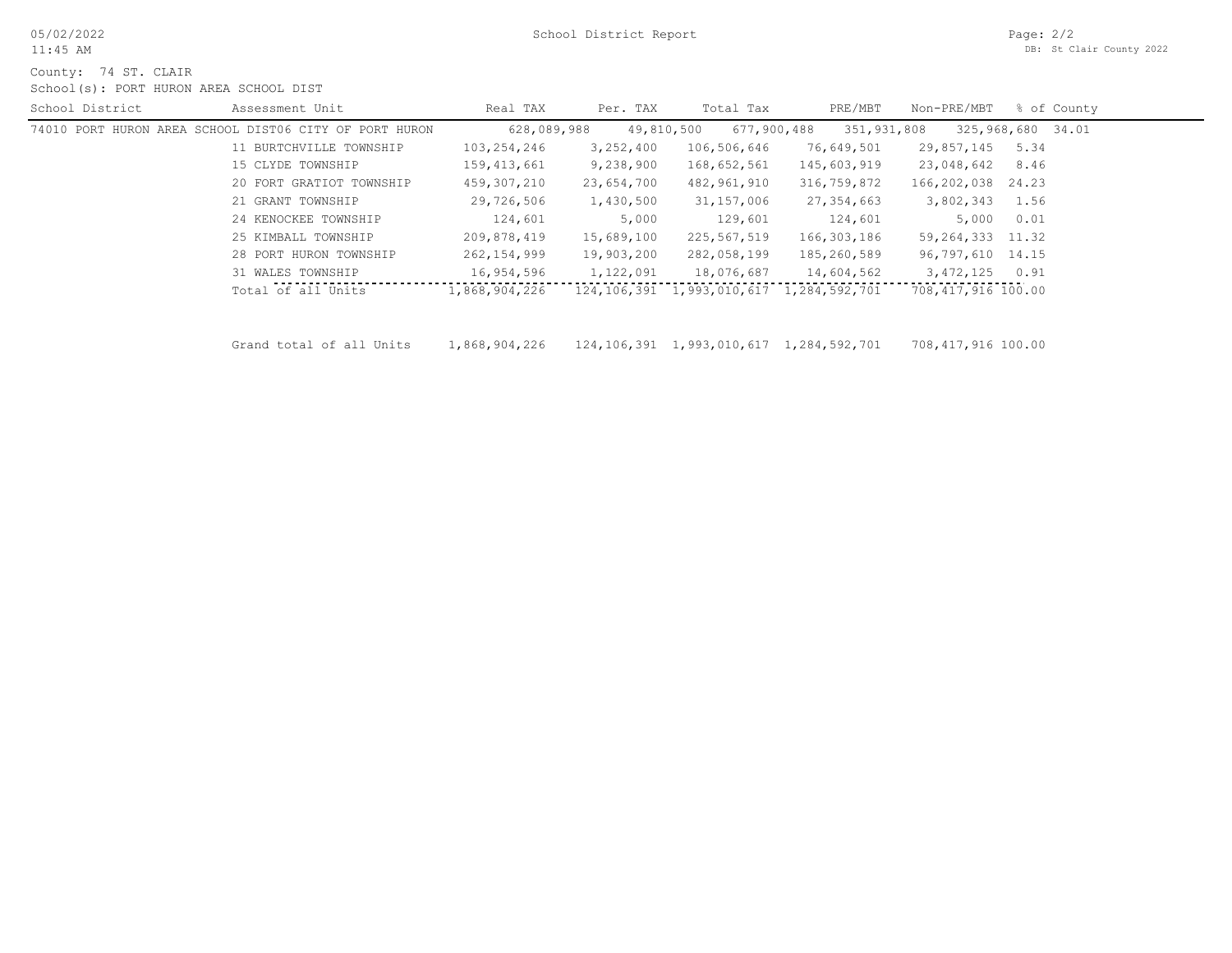05/02/2022
11:45 AM

School District Report

DB: St Clair County 2022

County: 74 ST. CLAIR
School(s): PORT HURON AREA SCHOOL DIST

| School District | Assessment Unit | Real TAX | Per. TAX | Total Tax | PRE/MBT | Non-PRE/MBT | % of County |
|---|---|---|---|---|---|---|---|
| 74010 PORT HURON AREA SCHOOL DIST | 06 CITY OF PORT HURON | 628,089,988 | 49,810,500 | 677,900,488 | 351,931,808 | 325,968,680 | 34.01 |
| | 11 BURTCHVILLE TOWNSHIP | 103,254,246 | 3,252,400 | 106,506,646 | 76,649,501 | 29,857,145 | 5.34 |
| | 15 CLYDE TOWNSHIP | 159,413,661 | 9,238,900 | 168,652,561 | 145,603,919 | 23,048,642 | 8.46 |
| | 20 FORT GRATIOT TOWNSHIP | 459,307,210 | 23,654,700 | 482,961,910 | 316,759,872 | 166,202,038 | 24.23 |
| | 21 GRANT TOWNSHIP | 29,726,506 | 1,430,500 | 31,157,006 | 27,354,663 | 3,802,343 | 1.56 |
| | 24 KENOCKEE TOWNSHIP | 124,601 | 5,000 | 129,601 | 124,601 | 5,000 | 0.01 |
| | 25 KIMBALL TOWNSHIP | 209,878,419 | 15,689,100 | 225,567,519 | 166,303,186 | 59,264,333 | 11.32 |
| | 28 PORT HURON TOWNSHIP | 262,154,999 | 19,903,200 | 282,058,199 | 185,260,589 | 96,797,610 | 14.15 |
| | 31 WALES TOWNSHIP | 16,954,596 | 1,122,091 | 18,076,687 | 14,604,562 | 3,472,125 | 0.91 |
| | Total of all Units | 1,868,904,226 | 124,106,391 | 1,993,010,617 | 1,284,592,701 | 708,417,916 | 100.00 |
| | Grand total of all Units | 1,868,904,226 | 124,106,391 | 1,993,010,617 | 1,284,592,701 | 708,417,916 | 100.00 |